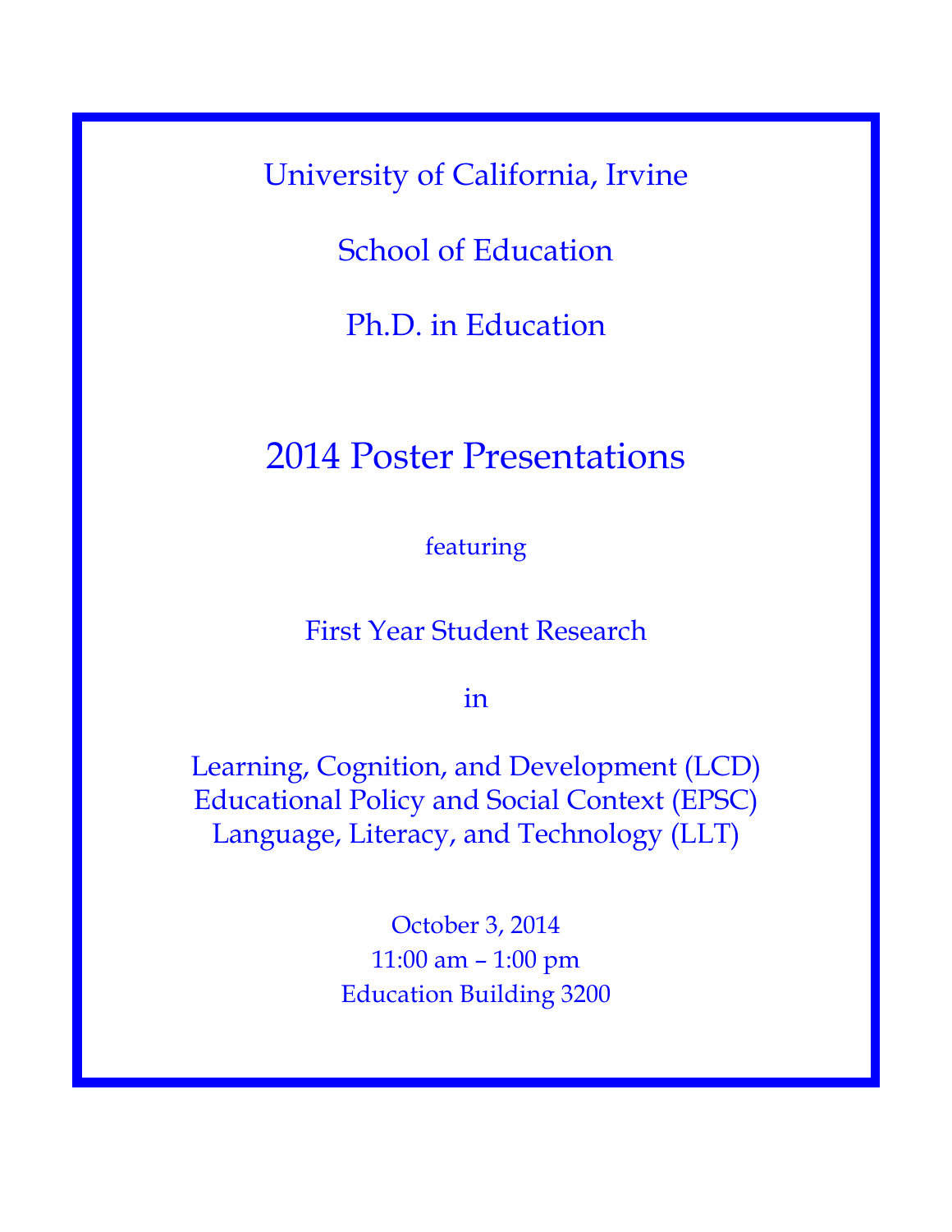University of California, Irvine

School of Education

Ph.D. in Education

# 2014 Poster Presentations

featuring

First Year Student Research

in

Learning, Cognition, and Development (LCD)
Educational Policy and Social Context (EPSC)
Language, Literacy, and Technology (LLT)

October 3, 2014
11:00 am – 1:00 pm
Education Building 3200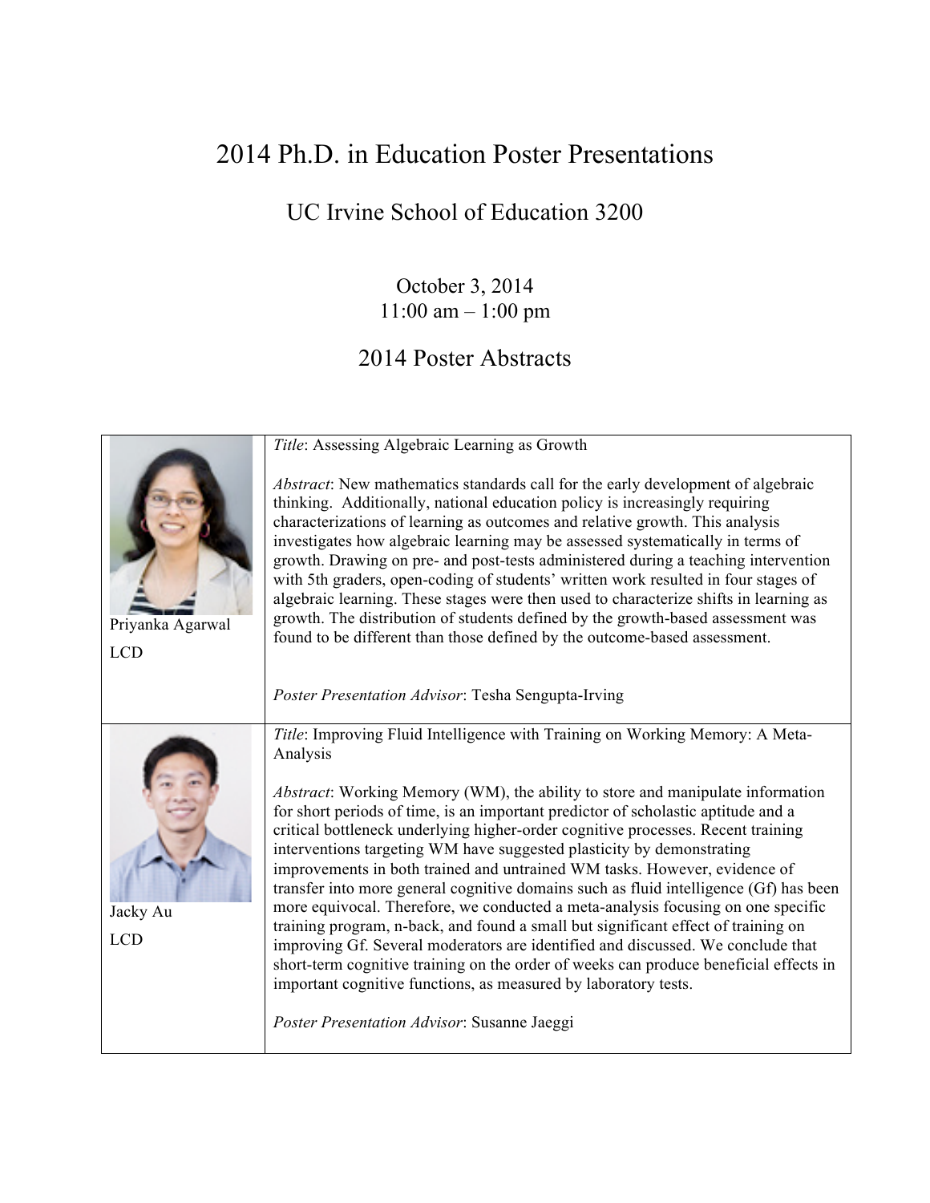# 2014 Ph.D. in Education Poster Presentations

## UC Irvine School of Education 3200

October 3, 2014
11:00 am – 1:00 pm

## 2014 Poster Abstracts

| | |
|---|---|
| Priyanka Agarwal<br><br>LCD | *Title*: Assessing Algebraic Learning as Growth<br><br>*Abstract*: New mathematics standards call for the early development of algebraic thinking. Additionally, national education policy is increasingly requiring characterizations of learning as outcomes and relative growth. This analysis investigates how algebraic learning may be assessed systematically in terms of growth. Drawing on pre- and post-tests administered during a teaching intervention with 5th graders, open-coding of students' written work resulted in four stages of algebraic learning. These stages were then used to characterize shifts in learning as growth. The distribution of students defined by the growth-based assessment was found to be different than those defined by the outcome-based assessment.<br><br>*Poster Presentation Advisor*: Tesha Sengupta-Irving |
| Jacky Au<br><br>LCD | *Title*: Improving Fluid Intelligence with Training on Working Memory: A Meta-Analysis<br><br>*Abstract*: Working Memory (WM), the ability to store and manipulate information for short periods of time, is an important predictor of scholastic aptitude and a critical bottleneck underlying higher-order cognitive processes. Recent training interventions targeting WM have suggested plasticity by demonstrating improvements in both trained and untrained WM tasks. However, evidence of transfer into more general cognitive domains such as fluid intelligence (Gf) has been more equivocal. Therefore, we conducted a meta-analysis focusing on one specific training program, n-back, and found a small but significant effect of training on improving Gf. Several moderators are identified and discussed. We conclude that short-term cognitive training on the order of weeks can produce beneficial effects in important cognitive functions, as measured by laboratory tests.<br><br>*Poster Presentation Advisor*: Susanne Jaeggi |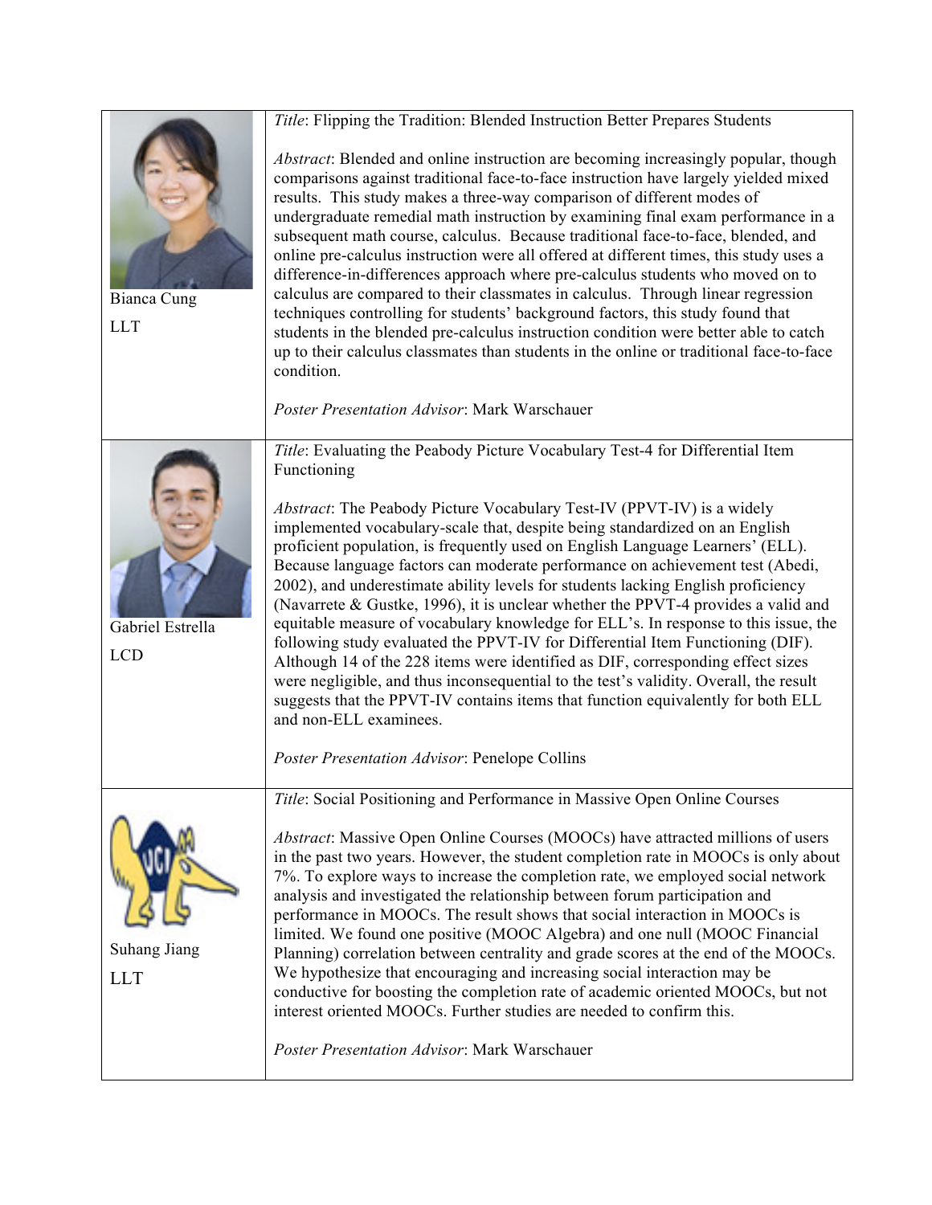| | |
|---|---|
| Bianca Cung<br><br>LLT | *Title*: Flipping the Tradition: Blended Instruction Better Prepares Students<br><br>*Abstract*: Blended and online instruction are becoming increasingly popular, though comparisons against traditional face-to-face instruction have largely yielded mixed results. This study makes a three-way comparison of different modes of undergraduate remedial math instruction by examining final exam performance in a subsequent math course, calculus. Because traditional face-to-face, blended, and online pre-calculus instruction were all offered at different times, this study uses a difference-in-differences approach where pre-calculus students who moved on to calculus are compared to their classmates in calculus. Through linear regression techniques controlling for students' background factors, this study found that students in the blended pre-calculus instruction condition were better able to catch up to their calculus classmates than students in the online or traditional face-to-face condition.<br><br>*Poster Presentation Advisor*: Mark Warschauer |
| Gabriel Estrella<br><br>LCD | *Title*: Evaluating the Peabody Picture Vocabulary Test-4 for Differential Item Functioning<br><br>*Abstract*: The Peabody Picture Vocabulary Test-IV (PPVT-IV) is a widely implemented vocabulary-scale that, despite being standardized on an English proficient population, is frequently used on English Language Learners' (ELL). Because language factors can moderate performance on achievement test (Abedi, 2002), and underestimate ability levels for students lacking English proficiency (Navarrete & Gustke, 1996), it is unclear whether the PPVT-4 provides a valid and equitable measure of vocabulary knowledge for ELL's. In response to this issue, the following study evaluated the PPVT-IV for Differential Item Functioning (DIF). Although 14 of the 228 items were identified as DIF, corresponding effect sizes were negligible, and thus inconsequential to the test's validity. Overall, the result suggests that the PPVT-IV contains items that function equivalently for both ELL and non-ELL examinees.<br><br>*Poster Presentation Advisor*: Penelope Collins |
| Suhang Jiang<br><br>LLT | *Title*: Social Positioning and Performance in Massive Open Online Courses<br><br>*Abstract*: Massive Open Online Courses (MOOCs) have attracted millions of users in the past two years. However, the student completion rate in MOOCs is only about 7%. To explore ways to increase the completion rate, we employed social network analysis and investigated the relationship between forum participation and performance in MOOCs. The result shows that social interaction in MOOCs is limited. We found one positive (MOOC Algebra) and one null (MOOC Financial Planning) correlation between centrality and grade scores at the end of the MOOCs. We hypothesize that encouraging and increasing social interaction may be conductive for boosting the completion rate of academic oriented MOOCs, but not interest oriented MOOCs. Further studies are needed to confirm this.<br><br>*Poster Presentation Advisor*: Mark Warschauer |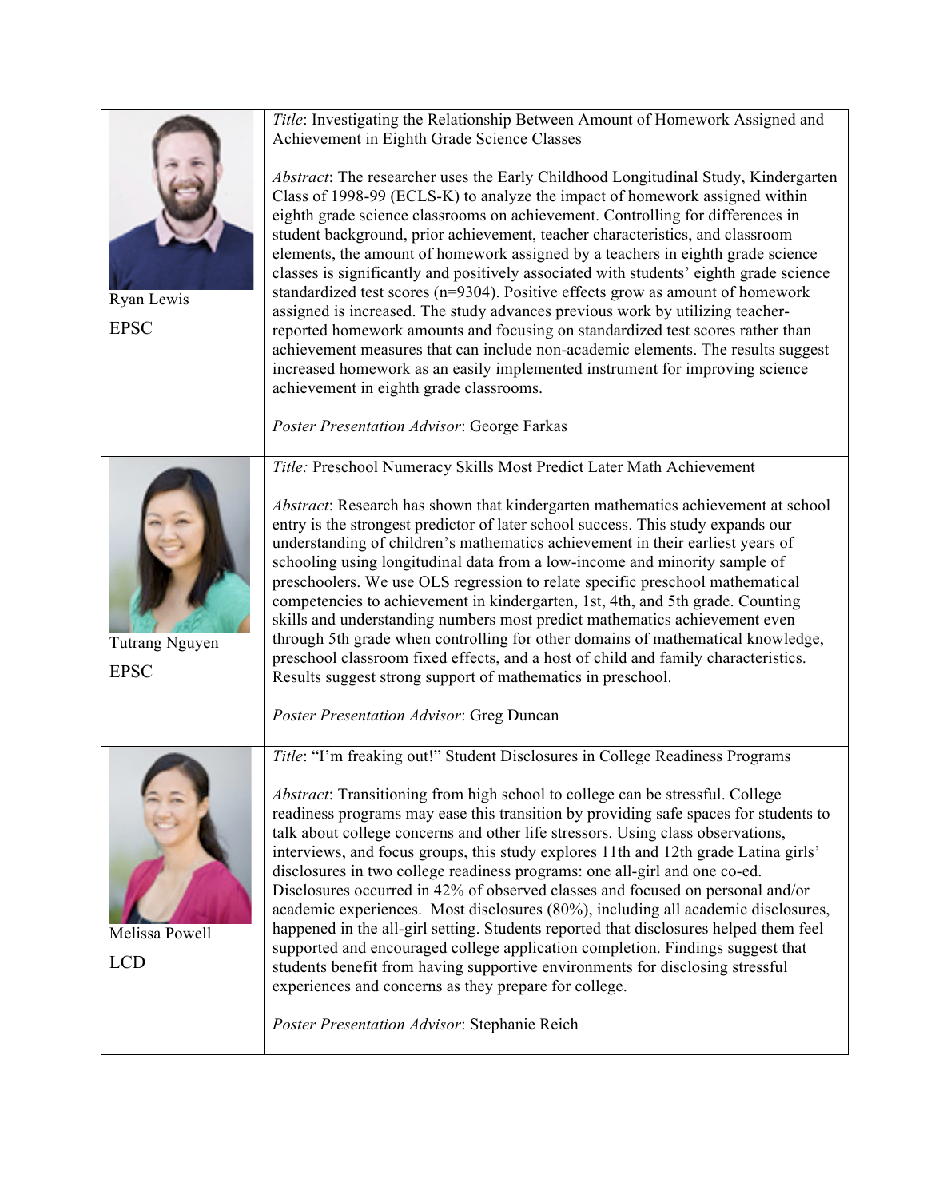| | |
|---|---|
| Ryan Lewis<br>EPSC | *Title*: Investigating the Relationship Between Amount of Homework Assigned and Achievement in Eighth Grade Science Classes<br><br>*Abstract*: The researcher uses the Early Childhood Longitudinal Study, Kindergarten Class of 1998-99 (ECLS-K) to analyze the impact of homework assigned within eighth grade science classrooms on achievement. Controlling for differences in student background, prior achievement, teacher characteristics, and classroom elements, the amount of homework assigned by a teachers in eighth grade science classes is significantly and positively associated with students' eighth grade science standardized test scores (n=9304). Positive effects grow as amount of homework assigned is increased. The study advances previous work by utilizing teacher-reported homework amounts and focusing on standardized test scores rather than achievement measures that can include non-academic elements. The results suggest increased homework as an easily implemented instrument for improving science achievement in eighth grade classrooms.<br><br>*Poster Presentation Advisor*: George Farkas |
| Tutrang Nguyen<br>EPSC | *Title:* Preschool Numeracy Skills Most Predict Later Math Achievement<br><br>*Abstract*: Research has shown that kindergarten mathematics achievement at school entry is the strongest predictor of later school success. This study expands our understanding of children's mathematics achievement in their earliest years of schooling using longitudinal data from a low-income and minority sample of preschoolers. We use OLS regression to relate specific preschool mathematical competencies to achievement in kindergarten, 1st, 4th, and 5th grade. Counting skills and understanding numbers most predict mathematics achievement even through 5th grade when controlling for other domains of mathematical knowledge, preschool classroom fixed effects, and a host of child and family characteristics. Results suggest strong support of mathematics in preschool.<br><br>*Poster Presentation Advisor*: Greg Duncan |
| Melissa Powell<br>LCD | *Title*: "I'm freaking out!" Student Disclosures in College Readiness Programs<br><br>*Abstract*: Transitioning from high school to college can be stressful. College readiness programs may ease this transition by providing safe spaces for students to talk about college concerns and other life stressors. Using class observations, interviews, and focus groups, this study explores 11th and 12th grade Latina girls' disclosures in two college readiness programs: one all-girl and one co-ed. Disclosures occurred in 42% of observed classes and focused on personal and/or academic experiences. Most disclosures (80%), including all academic disclosures, happened in the all-girl setting. Students reported that disclosures helped them feel supported and encouraged college application completion. Findings suggest that students benefit from having supportive environments for disclosing stressful experiences and concerns as they prepare for college.<br><br>*Poster Presentation Advisor*: Stephanie Reich |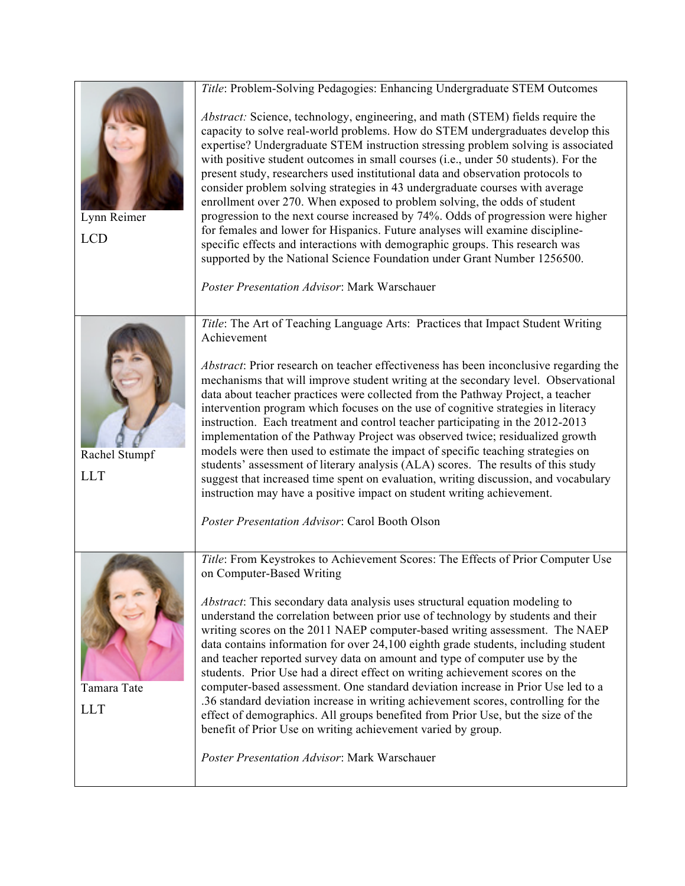| | |
|---|---|
| Lynn Reimer<br><br>LCD | *Title*: Problem-Solving Pedagogies: Enhancing Undergraduate STEM Outcomes<br><br>*Abstract:* Science, technology, engineering, and math (STEM) fields require the capacity to solve real-world problems. How do STEM undergraduates develop this expertise? Undergraduate STEM instruction stressing problem solving is associated with positive student outcomes in small courses (i.e., under 50 students). For the present study, researchers used institutional data and observation protocols to consider problem solving strategies in 43 undergraduate courses with average enrollment over 270. When exposed to problem solving, the odds of student progression to the next course increased by 74%. Odds of progression were higher for females and lower for Hispanics. Future analyses will examine discipline-specific effects and interactions with demographic groups. This research was supported by the National Science Foundation under Grant Number 1256500.<br><br>*Poster Presentation Advisor*: Mark Warschauer |
| Rachel Stumpf<br><br>LLT | *Title*: The Art of Teaching Language Arts: Practices that Impact Student Writing Achievement<br><br>*Abstract*: Prior research on teacher effectiveness has been inconclusive regarding the mechanisms that will improve student writing at the secondary level. Observational data about teacher practices were collected from the Pathway Project, a teacher intervention program which focuses on the use of cognitive strategies in literacy instruction. Each treatment and control teacher participating in the 2012-2013 implementation of the Pathway Project was observed twice; residualized growth models were then used to estimate the impact of specific teaching strategies on students' assessment of literary analysis (ALA) scores. The results of this study suggest that increased time spent on evaluation, writing discussion, and vocabulary instruction may have a positive impact on student writing achievement.<br><br>*Poster Presentation Advisor*: Carol Booth Olson |
| Tamara Tate<br><br>LLT | *Title*: From Keystrokes to Achievement Scores: The Effects of Prior Computer Use on Computer-Based Writing<br><br>*Abstract*: This secondary data analysis uses structural equation modeling to understand the correlation between prior use of technology by students and their writing scores on the 2011 NAEP computer-based writing assessment. The NAEP data contains information for over 24,100 eighth grade students, including student and teacher reported survey data on amount and type of computer use by the students. Prior Use had a direct effect on writing achievement scores on the computer-based assessment. One standard deviation increase in Prior Use led to a .36 standard deviation increase in writing achievement scores, controlling for the effect of demographics. All groups benefited from Prior Use, but the size of the benefit of Prior Use on writing achievement varied by group.<br><br>*Poster Presentation Advisor*: Mark Warschauer |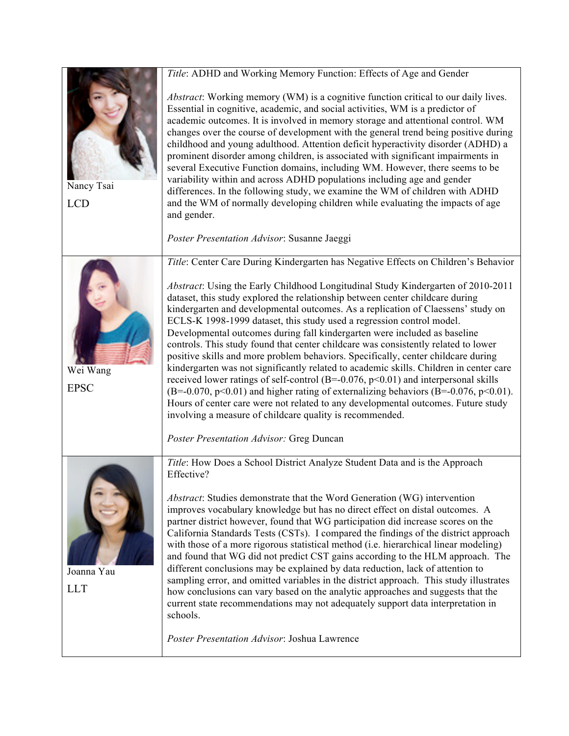Nancy Tsai

LCD

*Title*: ADHD and Working Memory Function: Effects of Age and Gender

*Abstract*: Working memory (WM) is a cognitive function critical to our daily lives. Essential in cognitive, academic, and social activities, WM is a predictor of academic outcomes. It is involved in memory storage and attentional control. WM changes over the course of development with the general trend being positive during childhood and young adulthood. Attention deficit hyperactivity disorder (ADHD) a prominent disorder among children, is associated with significant impairments in several Executive Function domains, including WM. However, there seems to be variability within and across ADHD populations including age and gender differences. In the following study, we examine the WM of children with ADHD and the WM of normally developing children while evaluating the impacts of age and gender.

*Poster Presentation Advisor*: Susanne Jaeggi

---

Wei Wang

EPSC

*Title*: Center Care During Kindergarten has Negative Effects on Children's Behavior

*Abstract*: Using the Early Childhood Longitudinal Study Kindergarten of 2010-2011 dataset, this study explored the relationship between center childcare during kindergarten and developmental outcomes. As a replication of Claessens' study on ECLS-K 1998-1999 dataset, this study used a regression control model. Developmental outcomes during fall kindergarten were included as baseline controls. This study found that center childcare was consistently related to lower positive skills and more problem behaviors. Specifically, center childcare during kindergarten was not significantly related to academic skills. Children in center care received lower ratings of self-control ($B=-0.076$, $p<0.01$) and interpersonal skills ($B=-0.070$, $p<0.01$) and higher rating of externalizing behaviors ($B=-0.076$, $p<0.01$). Hours of center care were not related to any developmental outcomes. Future study involving a measure of childcare quality is recommended.

*Poster Presentation Advisor:* Greg Duncan

---

Joanna Yau

LLT

*Title*: How Does a School District Analyze Student Data and is the Approach Effective?

*Abstract*: Studies demonstrate that the Word Generation (WG) intervention improves vocabulary knowledge but has no direct effect on distal outcomes. A partner district however, found that WG participation did increase scores on the California Standards Tests (CSTs). I compared the findings of the district approach with those of a more rigorous statistical method (i.e. hierarchical linear modeling) and found that WG did not predict CST gains according to the HLM approach. The different conclusions may be explained by data reduction, lack of attention to sampling error, and omitted variables in the district approach. This study illustrates how conclusions can vary based on the analytic approaches and suggests that the current state recommendations may not adequately support data interpretation in schools.

*Poster Presentation Advisor*: Joshua Lawrence